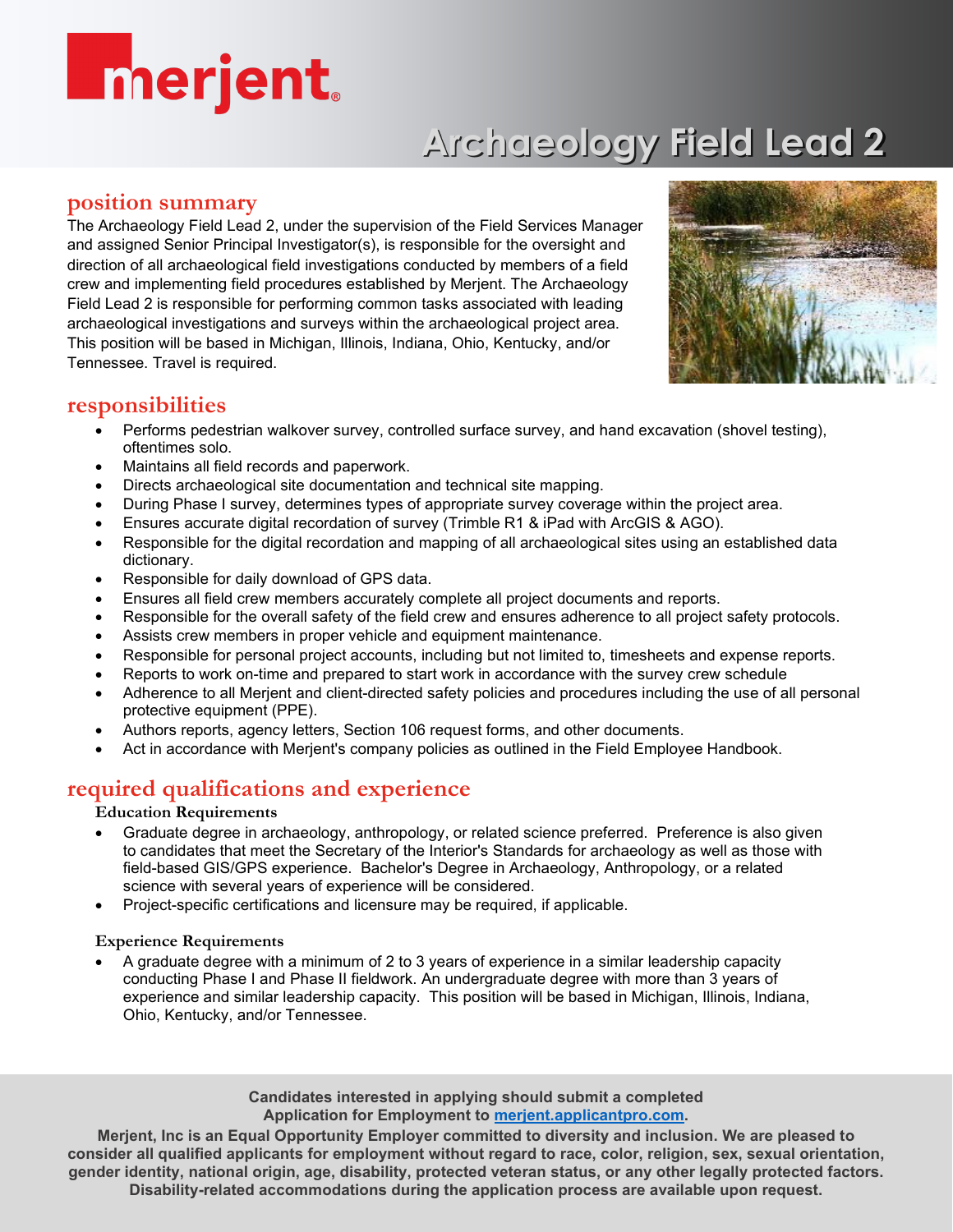merjent

# Archaeology Field Lead 2

## position summary

The Archaeology Field Lead 2, under the supervision of the Field Services Manager and assigned Senior Principal Investigator(s), is responsible for the oversight and direction of all archaeological field investigations conducted by members of a field crew and implementing field procedures established by Merjent. The Archaeology Field Lead 2 is responsible for performing common tasks associated with leading archaeological investigations and surveys within the archaeological project area. This position will be based in Michigan, Illinois, Indiana, Ohio, Kentucky, and/or Tennessee. Travel is required.

## responsibilities

- Performs pedestrian walkover survey, controlled surface survey, and hand excavation (shovel testing), oftentimes solo.
- Maintains all field records and paperwork.
- Directs archaeological site documentation and technical site mapping.
- During Phase I survey, determines types of appropriate survey coverage within the project area.
- Ensures accurate digital recordation of survey (Trimble R1 & iPad with ArcGIS & AGO).
- Responsible for the digital recordation and mapping of all archaeological sites using an established data dictionary.
- Responsible for daily download of GPS data.
- Ensures all field crew members accurately complete all project documents and reports.
- Responsible for the overall safety of the field crew and ensures adherence to all project safety protocols.
- Assists crew members in proper vehicle and equipment maintenance.
- Responsible for personal project accounts, including but not limited to, timesheets and expense reports.
- Reports to work on-time and prepared to start work in accordance with the survey crew schedule
- Adherence to all Merjent and client-directed safety policies and procedures including the use of all personal protective equipment (PPE).
- Authors reports, agency letters, Section 106 request forms, and other documents.
- Act in accordance with Merjent's company policies as outlined in the Field Employee Handbook.

## required qualifications and experience

### Education Requirements

- Graduate degree in archaeology, anthropology, or related science preferred. Preference is also given to candidates that meet the Secretary of the Interior's Standards for archaeology as well as those with field-based GIS/GPS experience. Bachelor's Degree in Archaeology, Anthropology, or a related science with several years of experience will be considered.
- Project-specific certifications and licensure may be required, if applicable.

### Experience Requirements

- A graduate degree with a minimum of 2 to 3 years of experience in a similar leadership capacity conducting Phase I and Phase II fieldwork. An undergraduate degree with more than 3 years of experience and similar leadership capacity. This position will be based in Michigan, Illinois, Indiana, Ohio, Kentucky, and/or Tennessee.

**Candidates interested in applying should submit a completed Application for Employment to [merjent.applicantpro.com](merjent.applicantpro.com).**

**Merjent, Inc is an Equal Opportunity Employer committed to diversity and inclusion. We are pleased to consider all qualified applicants for employment without regard to race, color, religion, sex, sexual orientation, gender identity, national origin, age, disability, protected veteran status, or any other legally protected factors. Disability-related accommodations during the application process are available upon request.**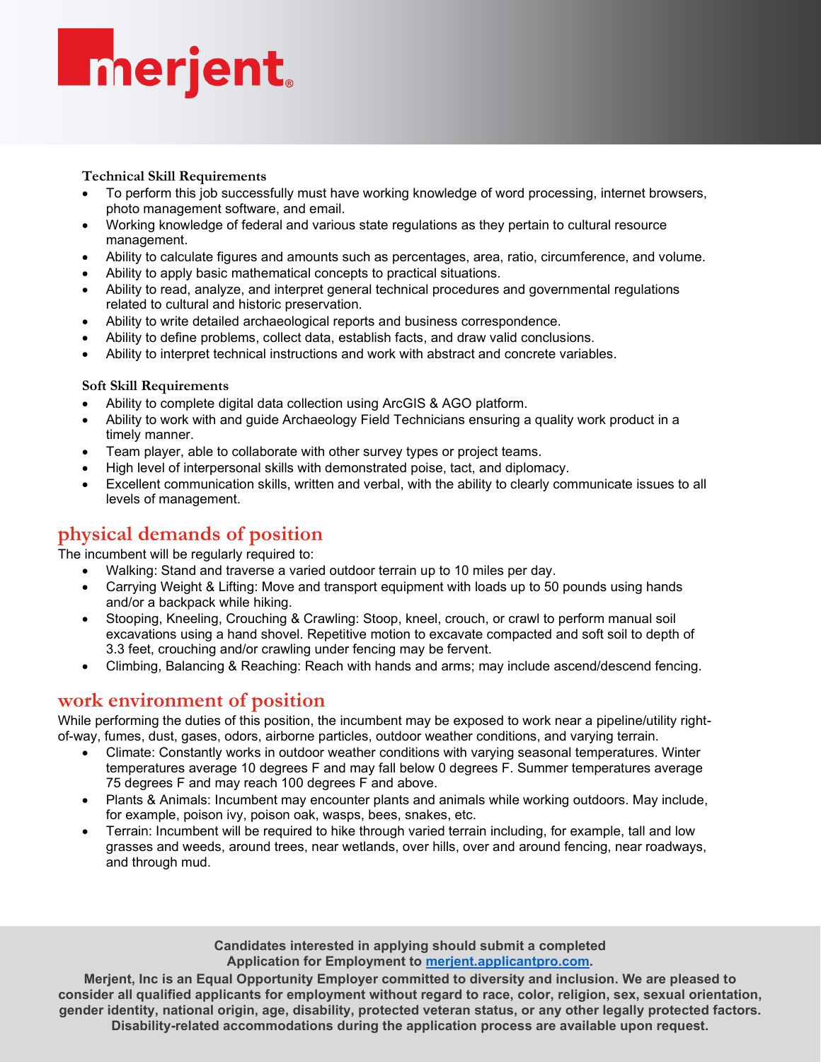### Technical Skill Requirements

- To perform this job successfully must have working knowledge of word processing, internet browsers, photo management software, and email.
- Working knowledge of federal and various state regulations as they pertain to cultural resource management.
- Ability to calculate figures and amounts such as percentages, area, ratio, circumference, and volume.
- Ability to apply basic mathematical concepts to practical situations.
- Ability to read, analyze, and interpret general technical procedures and governmental regulations related to cultural and historic preservation.
- Ability to write detailed archaeological reports and business correspondence.
- Ability to define problems, collect data, establish facts, and draw valid conclusions.
- Ability to interpret technical instructions and work with abstract and concrete variables.

### Soft Skill Requirements

- Ability to complete digital data collection using ArcGIS & AGO platform.
- Ability to work with and guide Archaeology Field Technicians ensuring a quality work product in a timely manner.
- Team player, able to collaborate with other survey types or project teams.
- High level of interpersonal skills with demonstrated poise, tact, and diplomacy.
- Excellent communication skills, written and verbal, with the ability to clearly communicate issues to all levels of management.

## physical demands of position

The incumbent will be regularly required to:

- Walking: Stand and traverse a varied outdoor terrain up to 10 miles per day.
- Carrying Weight & Lifting: Move and transport equipment with loads up to 50 pounds using hands and/or a backpack while hiking.
- Stooping, Kneeling, Crouching & Crawling: Stoop, kneel, crouch, or crawl to perform manual soil excavations using a hand shovel. Repetitive motion to excavate compacted and soft soil to depth of 3.3 feet, crouching and/or crawling under fencing may be fervent.
- Climbing, Balancing & Reaching: Reach with hands and arms; may include ascend/descend fencing.

## work environment of position

While performing the duties of this position, the incumbent may be exposed to work near a pipeline/utility right-of-way, fumes, dust, gases, odors, airborne particles, outdoor weather conditions, and varying terrain.

- Climate: Constantly works in outdoor weather conditions with varying seasonal temperatures. Winter temperatures average 10 degrees F and may fall below 0 degrees F. Summer temperatures average 75 degrees F and may reach 100 degrees F and above.
- Plants & Animals: Incumbent may encounter plants and animals while working outdoors. May include, for example, poison ivy, poison oak, wasps, bees, snakes, etc.
- Terrain: Incumbent will be required to hike through varied terrain including, for example, tall and low grasses and weeds, around trees, near wetlands, over hills, over and around fencing, near roadways, and through mud.

**Candidates interested in applying should submit a completed Application for Employment to [merjent.applicantpro.com](merjent.applicantpro.com).**

**Merjent, Inc is an Equal Opportunity Employer committed to diversity and inclusion. We are pleased to consider all qualified applicants for employment without regard to race, color, religion, sex, sexual orientation, gender identity, national origin, age, disability, protected veteran status, or any other legally protected factors. Disability-related accommodations during the application process are available upon request.**